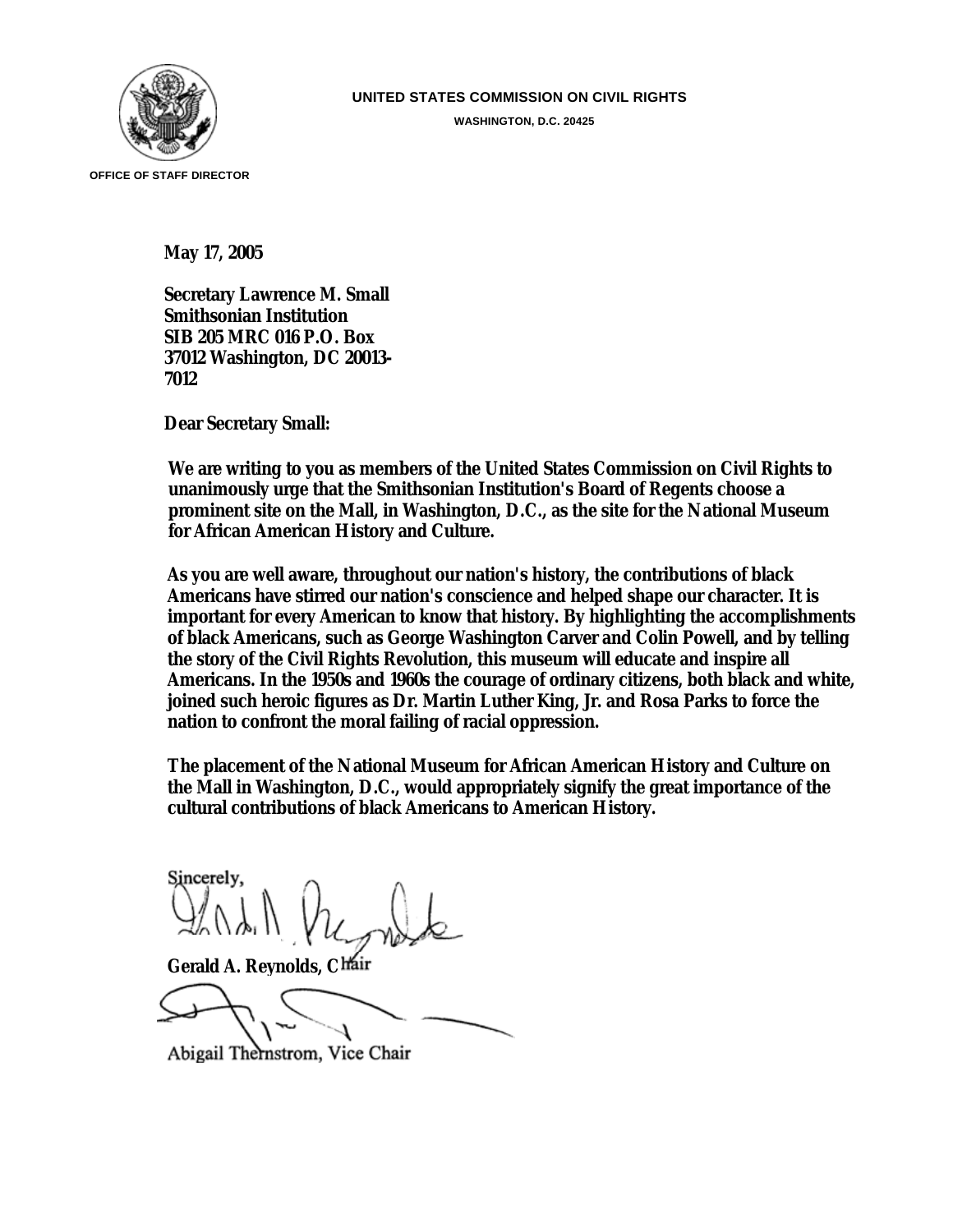UNITED STATES COMMISSION ON CIVIL RIGHTS

WASHINGTON, D.C. 20425

OFFICE OF STAFF DIRECTOR

**May 17, 2005**

**Secretary Lawrence M. Small**
**Smithsonian Institution**
**SIB 205 MRC 016 P.O. Box**
**37012 Washington, DC 20013-**
**7012**

**Dear Secretary Small:**

**We are writing to you as members of the United States Commission on Civil Rights to unanimously urge that the Smithsonian Institution's Board of Regents choose a prominent site on the Mall, in Washington, D.C., as the site for the National Museum for African American History and Culture.**

**As you are well aware, throughout our nation's history, the contributions of black Americans have stirred our nation's conscience and helped shape our character. It is important for every American to know that history. By highlighting the accomplishments of black Americans, such as George Washington Carver and Colin Powell, and by telling the story of the Civil Rights Revolution, this museum will educate and inspire all Americans. In the 1950s and 1960s the courage of ordinary citizens, both black and white, joined such heroic figures as Dr. Martin Luther King, Jr. and Rosa Parks to force the nation to confront the moral failing of racial oppression.**

**The placement of the National Museum for African American History and Culture on the Mall in Washington, D.C., would appropriately signify the great importance of the cultural contributions of black Americans to American History.**

Sincerely,

**Gerald A. Reynolds, Chair**

Abigail Thernstrom, Vice Chair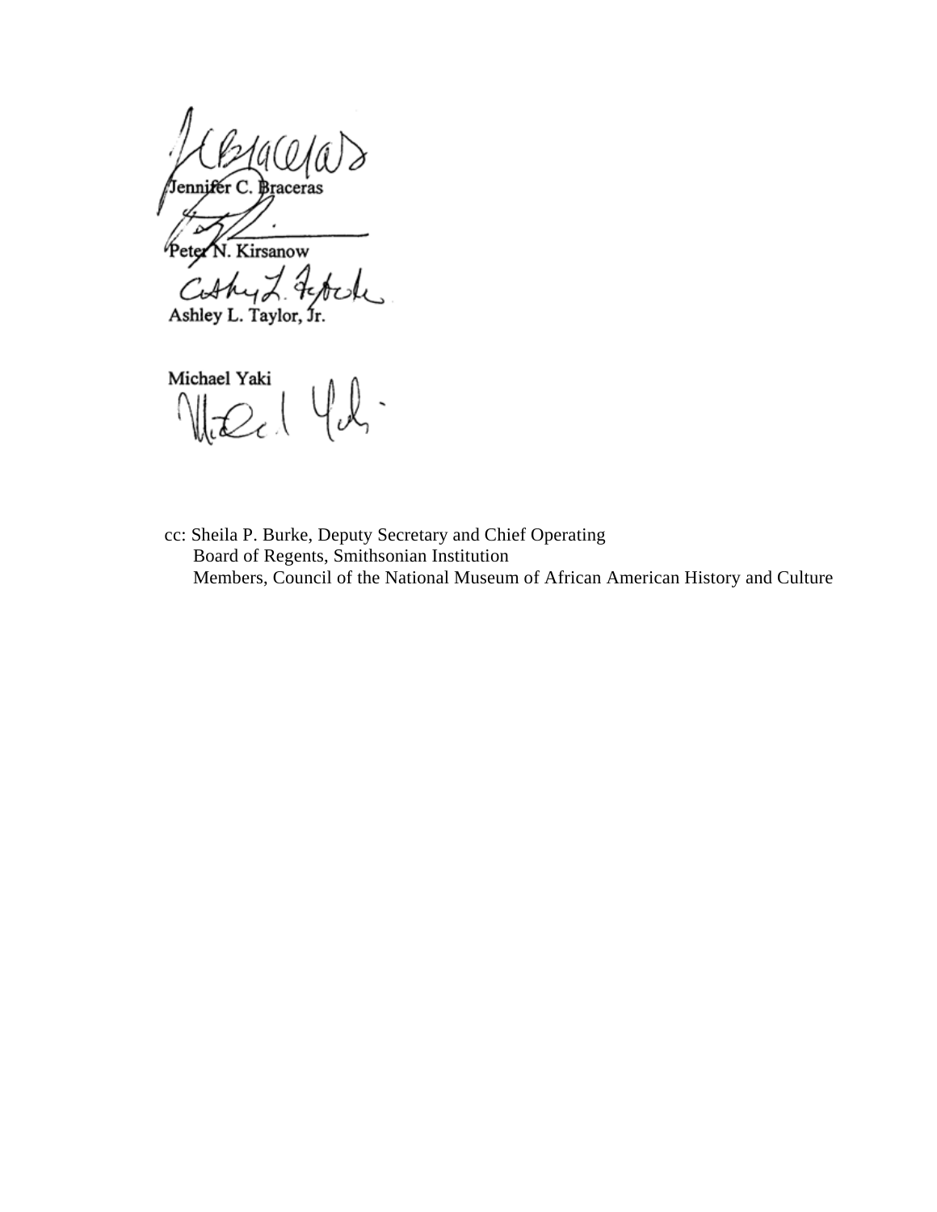Jennifer C. Braceras

Peter N. Kirsanow

Ashley L. Taylor, Jr.

Michael Yaki

cc: Sheila P. Burke, Deputy Secretary and Chief Operating
Board of Regents, Smithsonian Institution
Members, Council of the National Museum of African American History and Culture